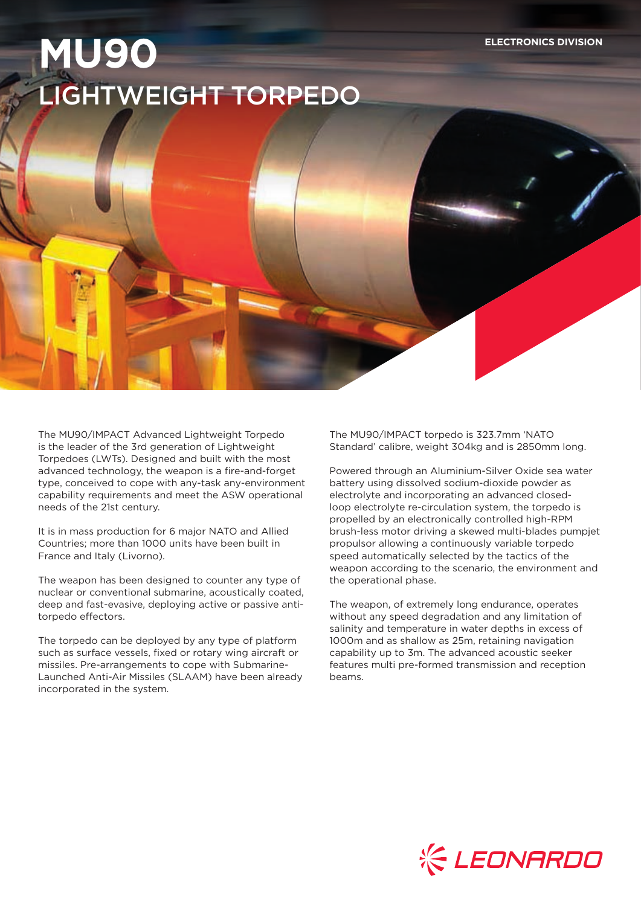ELECTRONICS DIVISION

# MU90

## LIGHTWEIGHT TORPEDO

The MU90/IMPACT Advanced Lightweight Torpedo is the leader of the 3rd generation of Lightweight Torpedoes (LWTs). Designed and built with the most advanced technology, the weapon is a fire-and-forget type, conceived to cope with any-task any-environment capability requirements and meet the ASW operational needs of the 21st century.

It is in mass production for 6 major NATO and Allied Countries; more than 1000 units have been built in France and Italy (Livorno).

The weapon has been designed to counter any type of nuclear or conventional submarine, acoustically coated, deep and fast-evasive, deploying active or passive anti-torpedo effectors.

The torpedo can be deployed by any type of platform such as surface vessels, fixed or rotary wing aircraft or missiles. Pre-arrangements to cope with Submarine-Launched Anti-Air Missiles (SLAAM) have been already incorporated in the system.

The MU90/IMPACT torpedo is 323.7mm 'NATO Standard' calibre, weight 304kg and is 2850mm long.

Powered through an Aluminium-Silver Oxide sea water battery using dissolved sodium-dioxide powder as electrolyte and incorporating an advanced closed-loop electrolyte re-circulation system, the torpedo is propelled by an electronically controlled high-RPM brush-less motor driving a skewed multi-blades pumpjet propulsor allowing a continuously variable torpedo speed automatically selected by the tactics of the weapon according to the scenario, the environment and the operational phase.

The weapon, of extremely long endurance, operates without any speed degradation and any limitation of salinity and temperature in water depths in excess of 1000m and as shallow as 25m, retaining navigation capability up to 3m. The advanced acoustic seeker features multi pre-formed transmission and reception beams.

LEONARDO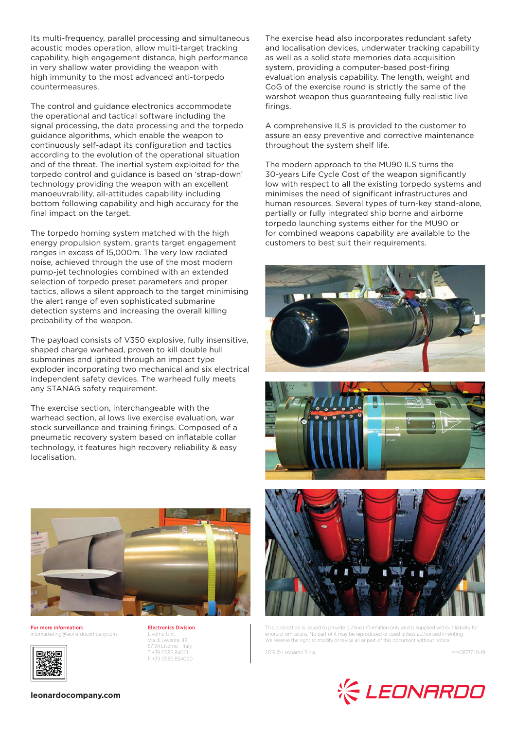Its multi-frequency, parallel processing and simultaneous acoustic modes operation, allow multi-target tracking capability, high engagement distance, high performance in very shallow water providing the weapon with high immunity to the most advanced anti-torpedo countermeasures.

The control and guidance electronics accommodate the operational and tactical software including the signal processing, the data processing and the torpedo guidance algorithms, which enable the weapon to continuously self-adapt its configuration and tactics according to the evolution of the operational situation and of the threat. The inertial system exploited for the torpedo control and guidance is based on 'strap-down' technology providing the weapon with an excellent manoeuvrability, all-attitudes capability including bottom following capability and high accuracy for the final impact on the target.

The torpedo homing system matched with the high energy propulsion system, grants target engagement ranges in excess of 15,000m. The very low radiated noise, achieved through the use of the most modern pump-jet technologies combined with an extended selection of torpedo preset parameters and proper tactics, allows a silent approach to the target minimising the alert range of even sophisticated submarine detection systems and increasing the overall killing probability of the weapon.

The payload consists of V350 explosive, fully insensitive, shaped charge warhead, proven to kill double hull submarines and ignited through an impact type exploder incorporating two mechanical and six electrical independent safety devices. The warhead fully meets any STANAG safety requirement.

The exercise section, interchangeable with the warhead section, al lows live exercise evaluation, war stock surveillance and training firings. Composed of a pneumatic recovery system based on inflatable collar technology, it features high recovery reliability & easy localisation.

The exercise head also incorporates redundant safety and localisation devices, underwater tracking capability as well as a solid state memories data acquisition system, providing a computer-based post-firing evaluation analysis capability. The length, weight and CoG of the exercise round is strictly the same of the warshot weapon thus guaranteeing fully realistic live firings.

A comprehensive ILS is provided to the customer to assure an easy preventive and corrective maintenance throughout the system shelf life.

The modern approach to the MU90 ILS turns the 30-years Life Cycle Cost of the weapon significantly low with respect to all the existing torpedo systems and minimises the need of significant infrastructures and human resources. Several types of turn-key stand-alone, partially or fully integrated ship borne and airborne torpedo launching systems either for the MU90 or for combined weapons capability are available to the customers to best suit their requirements.

**For more information:**
infomarketing@leonardocompany.com

**Electronics Division**
Livorno Unit
Via di Levante, 48
57124 Livorno - Italy
T +39 0586 840111
F +39 0586 854060

This publication is issued to provide outline information only and is supplied without liability for errors or omissions. No part of it may be reproduced or used unless authorised in writing. We reserve the right to modify or revise all or part of this document without notice.

2019 © Leonardo S.p.a.

MM08737 10-19

**leonardocompany.com**

LEONARDO